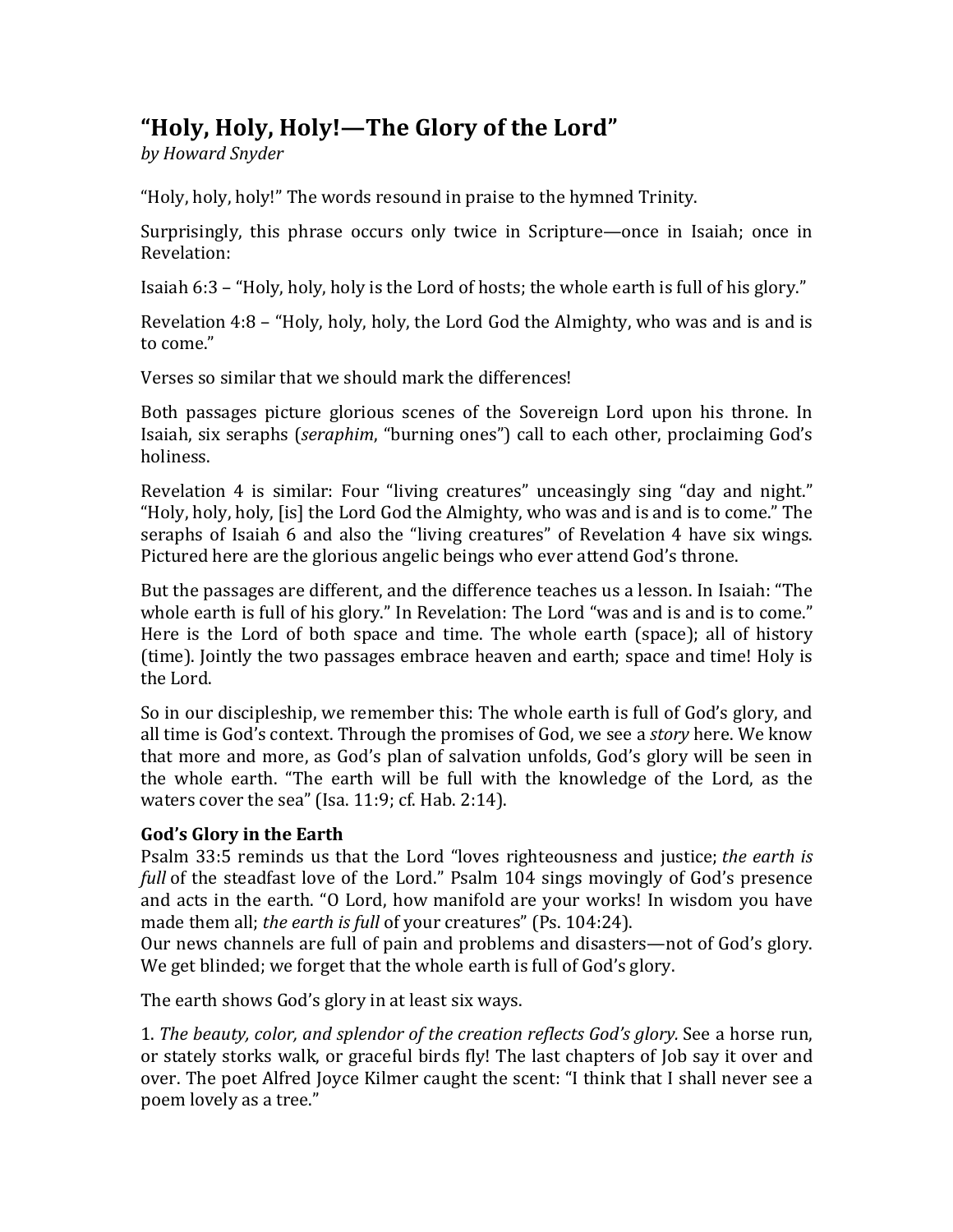# “Holy, Holy, Holy!—The Glory of the Lord”

*by Howard Snyder*

“Holy, holy, holy!” The words resound in praise to the hymned Trinity.

Surprisingly, this phrase occurs only twice in Scripture—once in Isaiah; once in Revelation:

Isaiah 6:3 – “Holy, holy, holy is the Lord of hosts; the whole earth is full of his glory.”

Revelation 4:8 – “Holy, holy, holy, the Lord God the Almighty, who was and is and is to come.”

Verses so similar that we should mark the differences!

Both passages picture glorious scenes of the Sovereign Lord upon his throne. In Isaiah, six seraphs (*seraphim*, “burning ones”) call to each other, proclaiming God’s holiness.

Revelation 4 is similar: Four “living creatures” unceasingly sing “day and night.” “Holy, holy, holy, [is] the Lord God the Almighty, who was and is and is to come.” The seraphs of Isaiah 6 and also the “living creatures” of Revelation 4 have six wings. Pictured here are the glorious angelic beings who ever attend God’s throne.

But the passages are different, and the difference teaches us a lesson. In Isaiah: “The whole earth is full of his glory.” In Revelation: The Lord “was and is and is to come.” Here is the Lord of both space and time. The whole earth (space); all of history (time). Jointly the two passages embrace heaven and earth; space and time! Holy is the Lord.

So in our discipleship, we remember this: The whole earth is full of God’s glory, and all time is God’s context. Through the promises of God, we see a *story* here. We know that more and more, as God’s plan of salvation unfolds, God’s glory will be seen in the whole earth. “The earth will be full with the knowledge of the Lord, as the waters cover the sea” (Isa. 11:9; cf. Hab. 2:14).

**God’s Glory in the Earth**

Psalm 33:5 reminds us that the Lord “loves righteousness and justice; *the earth is full* of the steadfast love of the Lord.” Psalm 104 sings movingly of God’s presence and acts in the earth. “O Lord, how manifold are your works! In wisdom you have made them all; *the earth is full* of your creatures” (Ps. 104:24).

Our news channels are full of pain and problems and disasters—not of God’s glory. We get blinded; we forget that the whole earth is full of God’s glory.

The earth shows God’s glory in at least six ways.

1. *The beauty, color, and splendor of the creation reflects God’s glory.* See a horse run, or stately storks walk, or graceful birds fly! The last chapters of Job say it over and over. The poet Alfred Joyce Kilmer caught the scent: “I think that I shall never see a poem lovely as a tree.”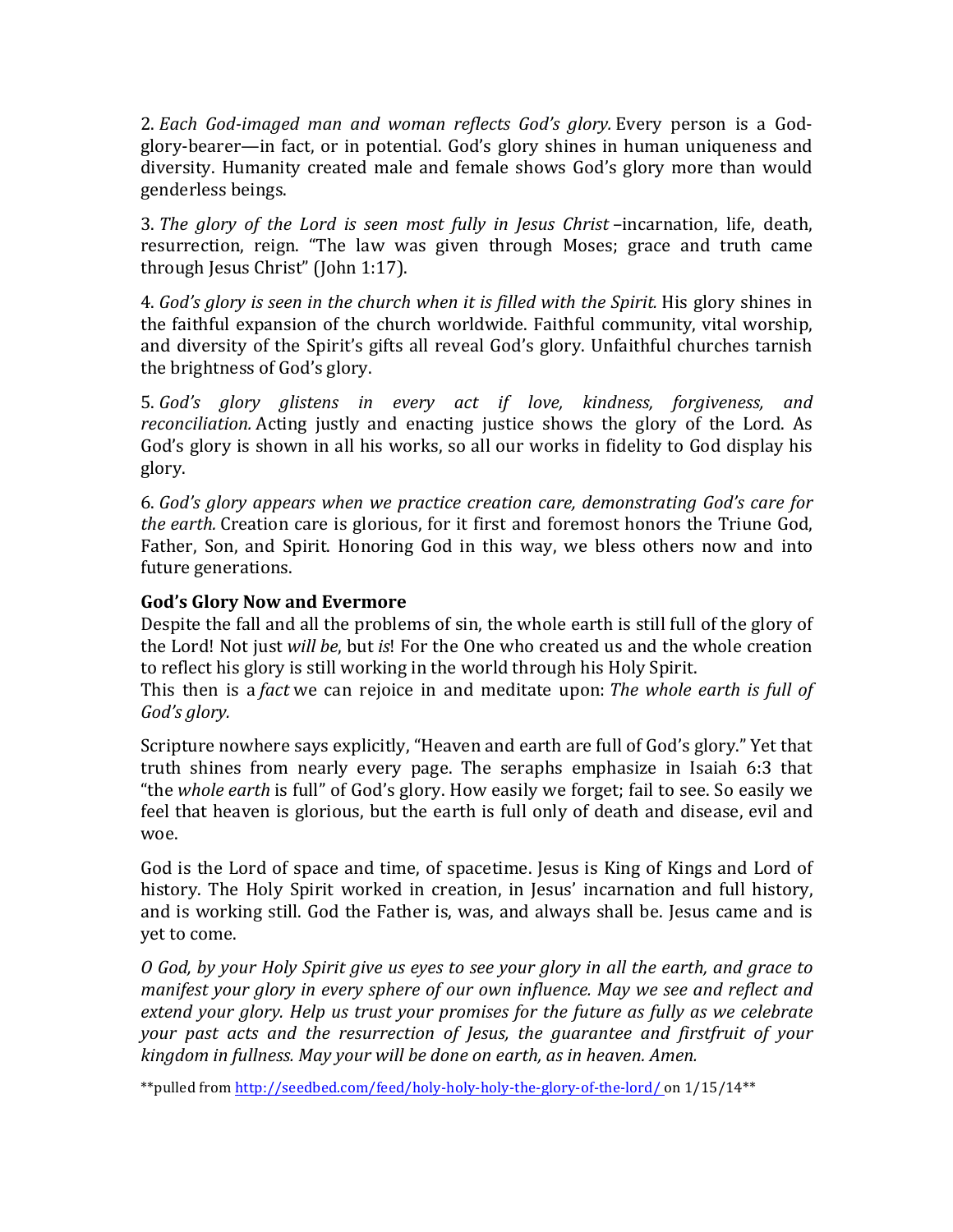2. *Each God-imaged man and woman reflects God's glory.* Every person is a God-glory-bearer—in fact, or in potential. God's glory shines in human uniqueness and diversity. Humanity created male and female shows God's glory more than would genderless beings.

3. *The glory of the Lord is seen most fully in Jesus Christ* –incarnation, life, death, resurrection, reign. "The law was given through Moses; grace and truth came through Jesus Christ" (John 1:17).

4. *God's glory is seen in the church when it is filled with the Spirit.* His glory shines in the faithful expansion of the church worldwide. Faithful community, vital worship, and diversity of the Spirit's gifts all reveal God's glory. Unfaithful churches tarnish the brightness of God's glory.

5. *God's glory glistens in every act if love, kindness, forgiveness, and reconciliation.* Acting justly and enacting justice shows the glory of the Lord. As God's glory is shown in all his works, so all our works in fidelity to God display his glory.

6. *God's glory appears when we practice creation care, demonstrating God's care for the earth.* Creation care is glorious, for it first and foremost honors the Triune God, Father, Son, and Spirit. Honoring God in this way, we bless others now and into future generations.

**God's Glory Now and Evermore**

Despite the fall and all the problems of sin, the whole earth is still full of the glory of the Lord! Not just *will be*, but *is*! For the One who created us and the whole creation to reflect his glory is still working in the world through his Holy Spirit.

This then is a *fact* we can rejoice in and meditate upon: *The whole earth is full of God's glory.*

Scripture nowhere says explicitly, "Heaven and earth are full of God's glory." Yet that truth shines from nearly every page. The seraphs emphasize in Isaiah 6:3 that "the *whole earth* is full" of God's glory. How easily we forget; fail to see. So easily we feel that heaven is glorious, but the earth is full only of death and disease, evil and woe.

God is the Lord of space and time, of spacetime. Jesus is King of Kings and Lord of history. The Holy Spirit worked in creation, in Jesus' incarnation and full history, and is working still. God the Father is, was, and always shall be. Jesus came and is yet to come.

*O God, by your Holy Spirit give us eyes to see your glory in all the earth, and grace to manifest your glory in every sphere of our own influence. May we see and reflect and extend your glory. Help us trust your promises for the future as fully as we celebrate your past acts and the resurrection of Jesus, the guarantee and firstfruit of your kingdom in fullness. May your will be done on earth, as in heaven. Amen.*

**pulled from http://seedbed.com/feed/holy-holy-holy-the-glory-of-the-lord/ on 1/15/14**